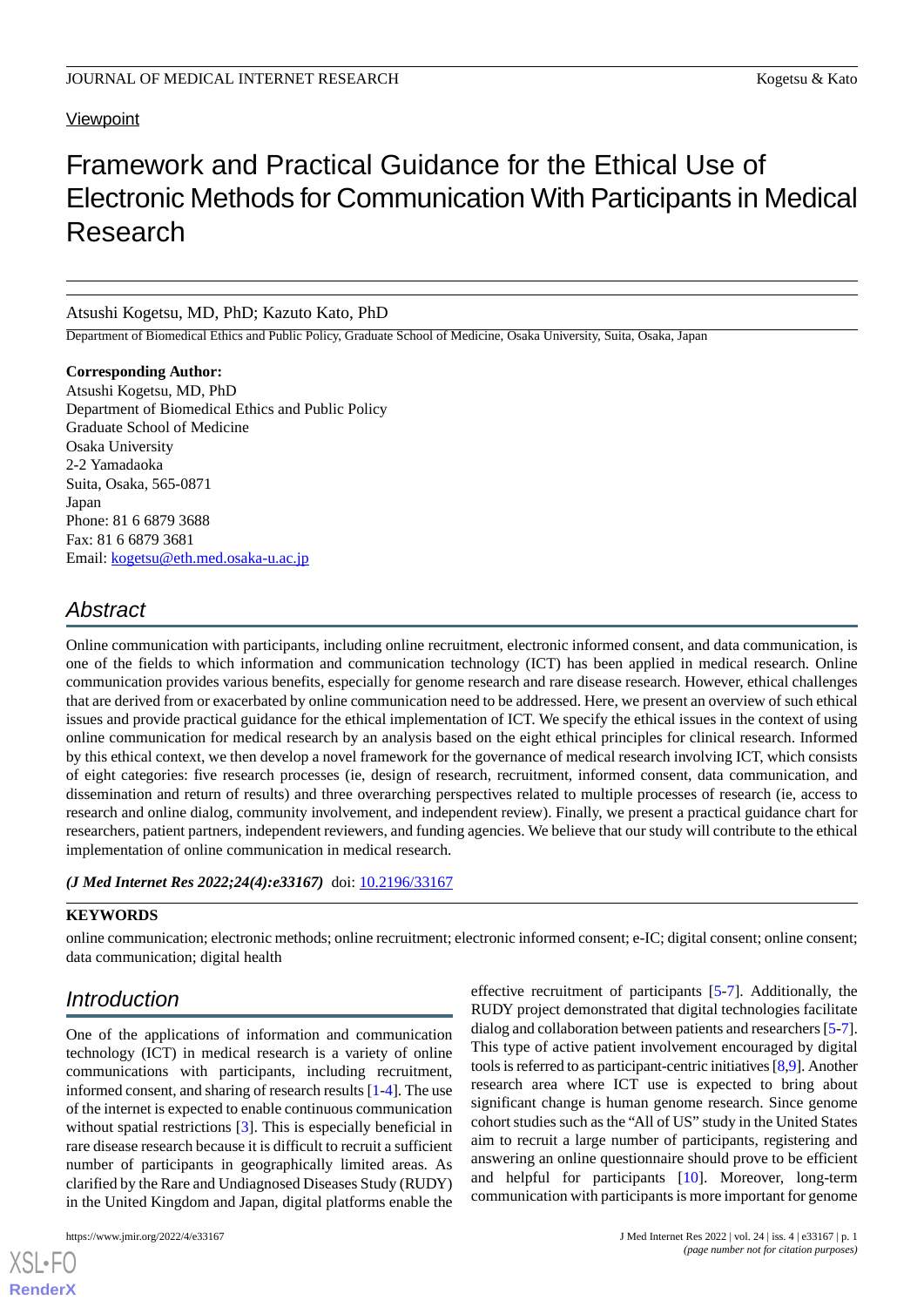Viewpoint

# Framework and Practical Guidance for the Ethical Use of Electronic Methods for Communication With Participants in Medical Research

Atsushi Kogetsu, MD, PhD; Kazuto Kato, PhD

Department of Biomedical Ethics and Public Policy, Graduate School of Medicine, Osaka University, Suita, Osaka, Japan

**Corresponding Author:**
Atsushi Kogetsu, MD, PhD
Department of Biomedical Ethics and Public Policy
Graduate School of Medicine
Osaka University
2-2 Yamadaoka
Suita, Osaka, 565-0871
Japan
Phone: 81 6 6879 3688
Fax: 81 6 6879 3681
Email: kogetsu@eth.med.osaka-u.ac.jp

## Abstract

Online communication with participants, including online recruitment, electronic informed consent, and data communication, is one of the fields to which information and communication technology (ICT) has been applied in medical research. Online communication provides various benefits, especially for genome research and rare disease research. However, ethical challenges that are derived from or exacerbated by online communication need to be addressed. Here, we present an overview of such ethical issues and provide practical guidance for the ethical implementation of ICT. We specify the ethical issues in the context of using online communication for medical research by an analysis based on the eight ethical principles for clinical research. Informed by this ethical context, we then develop a novel framework for the governance of medical research involving ICT, which consists of eight categories: five research processes (ie, design of research, recruitment, informed consent, data communication, and dissemination and return of results) and three overarching perspectives related to multiple processes of research (ie, access to research and online dialog, community involvement, and independent review). Finally, we present a practical guidance chart for researchers, patient partners, independent reviewers, and funding agencies. We believe that our study will contribute to the ethical implementation of online communication in medical research.

***(J Med Internet Res 2022;24(4):e33167)*** doi: 10.2196/33167

**KEYWORDS**

online communication; electronic methods; online recruitment; electronic informed consent; e-IC; digital consent; online consent; data communication; digital health

## Introduction

One of the applications of information and communication technology (ICT) in medical research is a variety of online communications with participants, including recruitment, informed consent, and sharing of research results [1-4]. The use of the internet is expected to enable continuous communication without spatial restrictions [3]. This is especially beneficial in rare disease research because it is difficult to recruit a sufficient number of participants in geographically limited areas. As clarified by the Rare and Undiagnosed Diseases Study (RUDY) in the United Kingdom and Japan, digital platforms enable the effective recruitment of participants [5-7]. Additionally, the RUDY project demonstrated that digital technologies facilitate dialog and collaboration between patients and researchers [5-7]. This type of active patient involvement encouraged by digital tools is referred to as participant-centric initiatives [8,9]. Another research area where ICT use is expected to bring about significant change is human genome research. Since genome cohort studies such as the "All of US" study in the United States aim to recruit a large number of participants, registering and answering an online questionnaire should prove to be efficient and helpful for participants [10]. Moreover, long-term communication with participants is more important for genome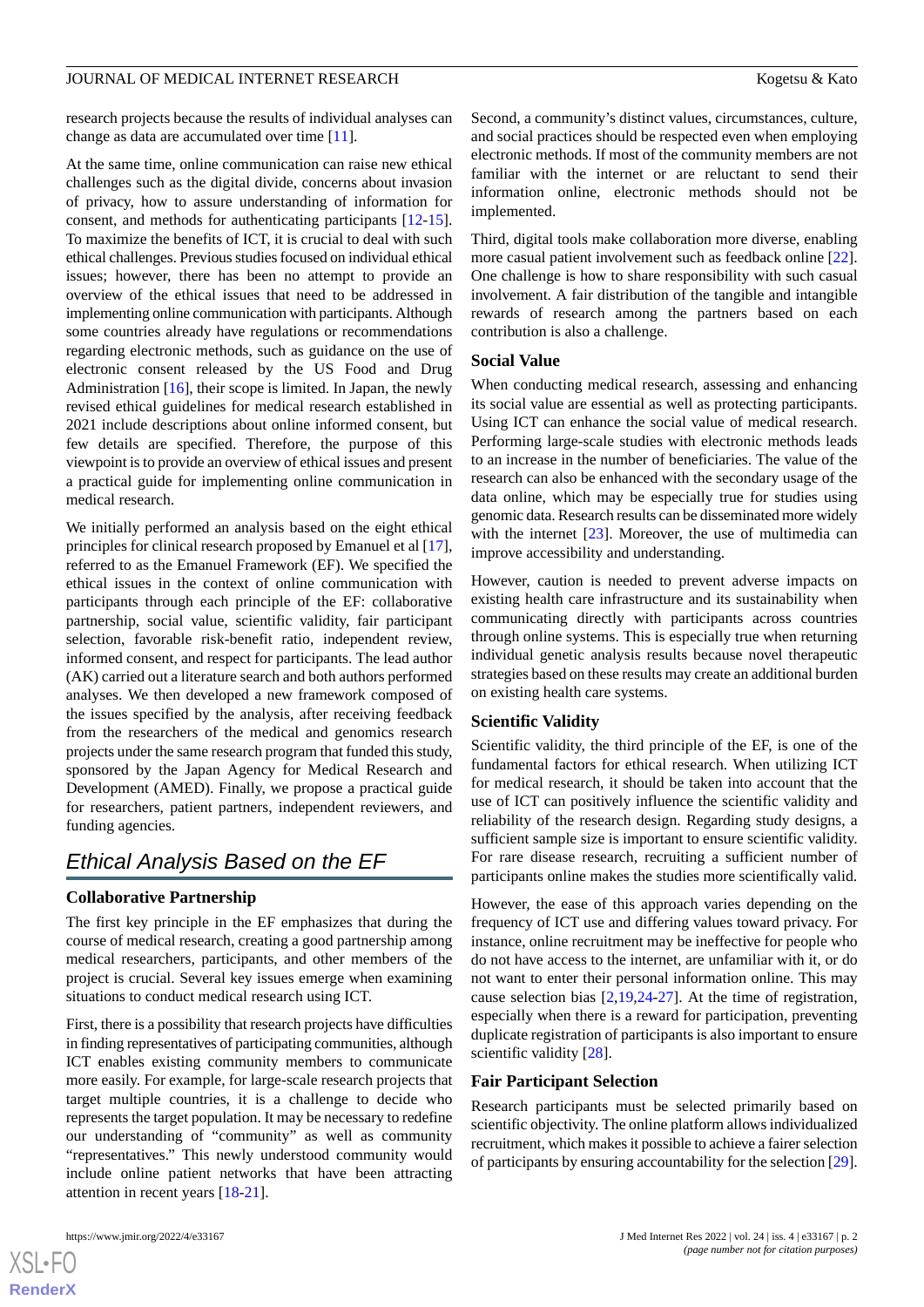research projects because the results of individual analyses can change as data are accumulated over time [11].

At the same time, online communication can raise new ethical challenges such as the digital divide, concerns about invasion of privacy, how to assure understanding of information for consent, and methods for authenticating participants [12-15]. To maximize the benefits of ICT, it is crucial to deal with such ethical challenges. Previous studies focused on individual ethical issues; however, there has been no attempt to provide an overview of the ethical issues that need to be addressed in implementing online communication with participants. Although some countries already have regulations or recommendations regarding electronic methods, such as guidance on the use of electronic consent released by the US Food and Drug Administration [16], their scope is limited. In Japan, the newly revised ethical guidelines for medical research established in 2021 include descriptions about online informed consent, but few details are specified. Therefore, the purpose of this viewpoint is to provide an overview of ethical issues and present a practical guide for implementing online communication in medical research.

We initially performed an analysis based on the eight ethical principles for clinical research proposed by Emanuel et al [17], referred to as the Emanuel Framework (EF). We specified the ethical issues in the context of online communication with participants through each principle of the EF: collaborative partnership, social value, scientific validity, fair participant selection, favorable risk-benefit ratio, independent review, informed consent, and respect for participants. The lead author (AK) carried out a literature search and both authors performed analyses. We then developed a new framework composed of the issues specified by the analysis, after receiving feedback from the researchers of the medical and genomics research projects under the same research program that funded this study, sponsored by the Japan Agency for Medical Research and Development (AMED). Finally, we propose a practical guide for researchers, patient partners, independent reviewers, and funding agencies.

## *Ethical Analysis Based on the EF*

### Collaborative Partnership

The first key principle in the EF emphasizes that during the course of medical research, creating a good partnership among medical researchers, participants, and other members of the project is crucial. Several key issues emerge when examining situations to conduct medical research using ICT.

First, there is a possibility that research projects have difficulties in finding representatives of participating communities, although ICT enables existing community members to communicate more easily. For example, for large-scale research projects that target multiple countries, it is a challenge to decide who represents the target population. It may be necessary to redefine our understanding of "community" as well as community "representatives." This newly understood community would include online patient networks that have been attracting attention in recent years [18-21].

Second, a community's distinct values, circumstances, culture, and social practices should be respected even when employing electronic methods. If most of the community members are not familiar with the internet or are reluctant to send their information online, electronic methods should not be implemented.

Third, digital tools make collaboration more diverse, enabling more casual patient involvement such as feedback online [22]. One challenge is how to share responsibility with such casual involvement. A fair distribution of the tangible and intangible rewards of research among the partners based on each contribution is also a challenge.

### Social Value

When conducting medical research, assessing and enhancing its social value are essential as well as protecting participants. Using ICT can enhance the social value of medical research. Performing large-scale studies with electronic methods leads to an increase in the number of beneficiaries. The value of the research can also be enhanced with the secondary usage of the data online, which may be especially true for studies using genomic data. Research results can be disseminated more widely with the internet [23]. Moreover, the use of multimedia can improve accessibility and understanding.

However, caution is needed to prevent adverse impacts on existing health care infrastructure and its sustainability when communicating directly with participants across countries through online systems. This is especially true when returning individual genetic analysis results because novel therapeutic strategies based on these results may create an additional burden on existing health care systems.

### Scientific Validity

Scientific validity, the third principle of the EF, is one of the fundamental factors for ethical research. When utilizing ICT for medical research, it should be taken into account that the use of ICT can positively influence the scientific validity and reliability of the research design. Regarding study designs, a sufficient sample size is important to ensure scientific validity. For rare disease research, recruiting a sufficient number of participants online makes the studies more scientifically valid.

However, the ease of this approach varies depending on the frequency of ICT use and differing values toward privacy. For instance, online recruitment may be ineffective for people who do not have access to the internet, are unfamiliar with it, or do not want to enter their personal information online. This may cause selection bias [2,19,24-27]. At the time of registration, especially when there is a reward for participation, preventing duplicate registration of participants is also important to ensure scientific validity [28].

### Fair Participant Selection

Research participants must be selected primarily based on scientific objectivity. The online platform allows individualized recruitment, which makes it possible to achieve a fairer selection of participants by ensuring accountability for the selection [29].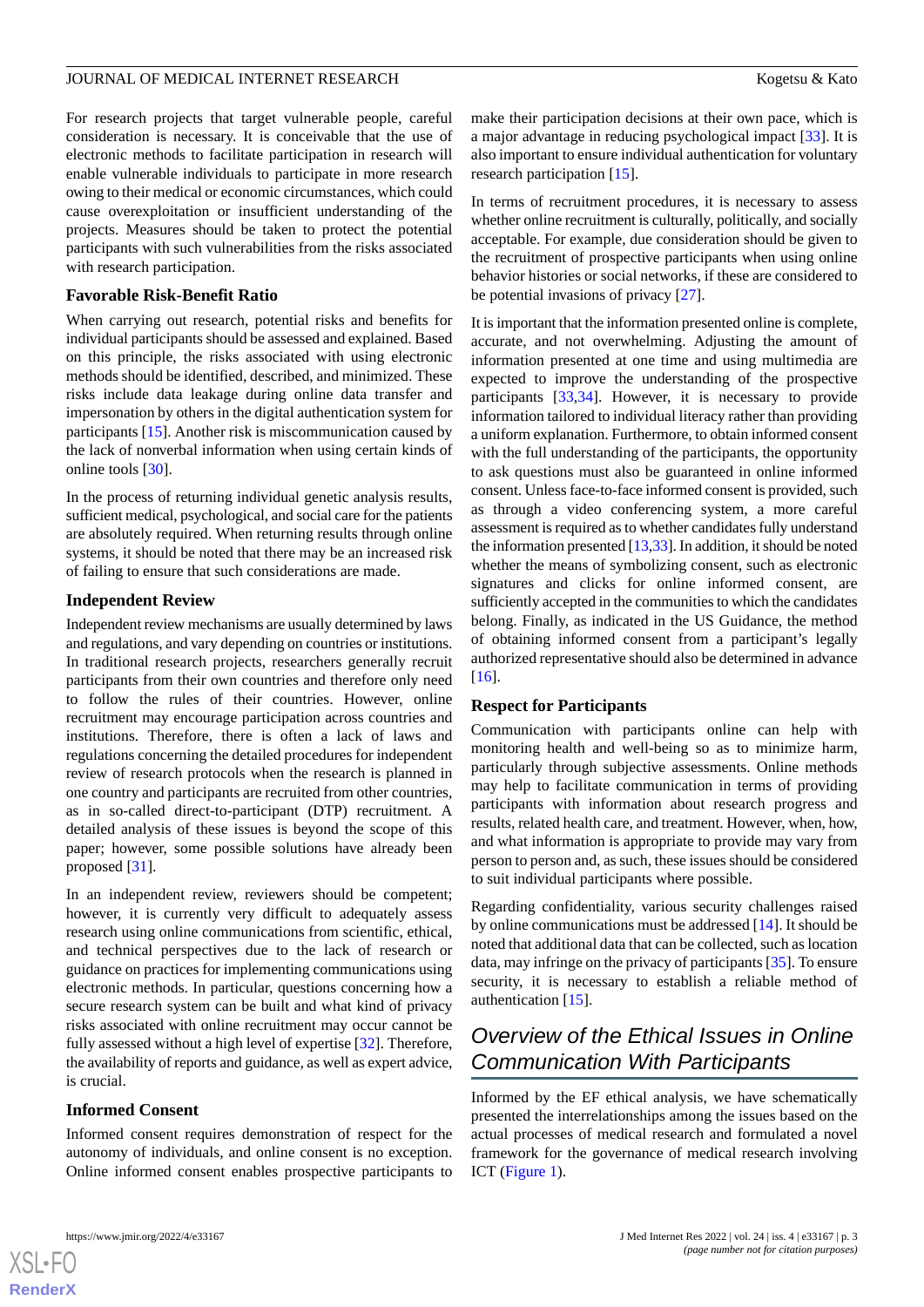For research projects that target vulnerable people, careful consideration is necessary. It is conceivable that the use of electronic methods to facilitate participation in research will enable vulnerable individuals to participate in more research owing to their medical or economic circumstances, which could cause overexploitation or insufficient understanding of the projects. Measures should be taken to protect the potential participants with such vulnerabilities from the risks associated with research participation.

### Favorable Risk-Benefit Ratio

When carrying out research, potential risks and benefits for individual participants should be assessed and explained. Based on this principle, the risks associated with using electronic methods should be identified, described, and minimized. These risks include data leakage during online data transfer and impersonation by others in the digital authentication system for participants [15]. Another risk is miscommunication caused by the lack of nonverbal information when using certain kinds of online tools [30].

In the process of returning individual genetic analysis results, sufficient medical, psychological, and social care for the patients are absolutely required. When returning results through online systems, it should be noted that there may be an increased risk of failing to ensure that such considerations are made.

### Independent Review

Independent review mechanisms are usually determined by laws and regulations, and vary depending on countries or institutions. In traditional research projects, researchers generally recruit participants from their own countries and therefore only need to follow the rules of their countries. However, online recruitment may encourage participation across countries and institutions. Therefore, there is often a lack of laws and regulations concerning the detailed procedures for independent review of research protocols when the research is planned in one country and participants are recruited from other countries, as in so-called direct-to-participant (DTP) recruitment. A detailed analysis of these issues is beyond the scope of this paper; however, some possible solutions have already been proposed [31].

In an independent review, reviewers should be competent; however, it is currently very difficult to adequately assess research using online communications from scientific, ethical, and technical perspectives due to the lack of research or guidance on practices for implementing communications using electronic methods. In particular, questions concerning how a secure research system can be built and what kind of privacy risks associated with online recruitment may occur cannot be fully assessed without a high level of expertise [32]. Therefore, the availability of reports and guidance, as well as expert advice, is crucial.

### Informed Consent

Informed consent requires demonstration of respect for the autonomy of individuals, and online consent is no exception. Online informed consent enables prospective participants to make their participation decisions at their own pace, which is a major advantage in reducing psychological impact [33]. It is also important to ensure individual authentication for voluntary research participation [15].

In terms of recruitment procedures, it is necessary to assess whether online recruitment is culturally, politically, and socially acceptable. For example, due consideration should be given to the recruitment of prospective participants when using online behavior histories or social networks, if these are considered to be potential invasions of privacy [27].

It is important that the information presented online is complete, accurate, and not overwhelming. Adjusting the amount of information presented at one time and using multimedia are expected to improve the understanding of the prospective participants [33,34]. However, it is necessary to provide information tailored to individual literacy rather than providing a uniform explanation. Furthermore, to obtain informed consent with the full understanding of the participants, the opportunity to ask questions must also be guaranteed in online informed consent. Unless face-to-face informed consent is provided, such as through a video conferencing system, a more careful assessment is required as to whether candidates fully understand the information presented [13,33]. In addition, it should be noted whether the means of symbolizing consent, such as electronic signatures and clicks for online informed consent, are sufficiently accepted in the communities to which the candidates belong. Finally, as indicated in the US Guidance, the method of obtaining informed consent from a participant's legally authorized representative should also be determined in advance [16].

### Respect for Participants

Communication with participants online can help with monitoring health and well-being so as to minimize harm, particularly through subjective assessments. Online methods may help to facilitate communication in terms of providing participants with information about research progress and results, related health care, and treatment. However, when, how, and what information is appropriate to provide may vary from person to person and, as such, these issues should be considered to suit individual participants where possible.

Regarding confidentiality, various security challenges raised by online communications must be addressed [14]. It should be noted that additional data that can be collected, such as location data, may infringe on the privacy of participants [35]. To ensure security, it is necessary to establish a reliable method of authentication [15].

## Overview of the Ethical Issues in Online Communication With Participants

Informed by the EF ethical analysis, we have schematically presented the interrelationships among the issues based on the actual processes of medical research and formulated a novel framework for the governance of medical research involving ICT (Figure 1).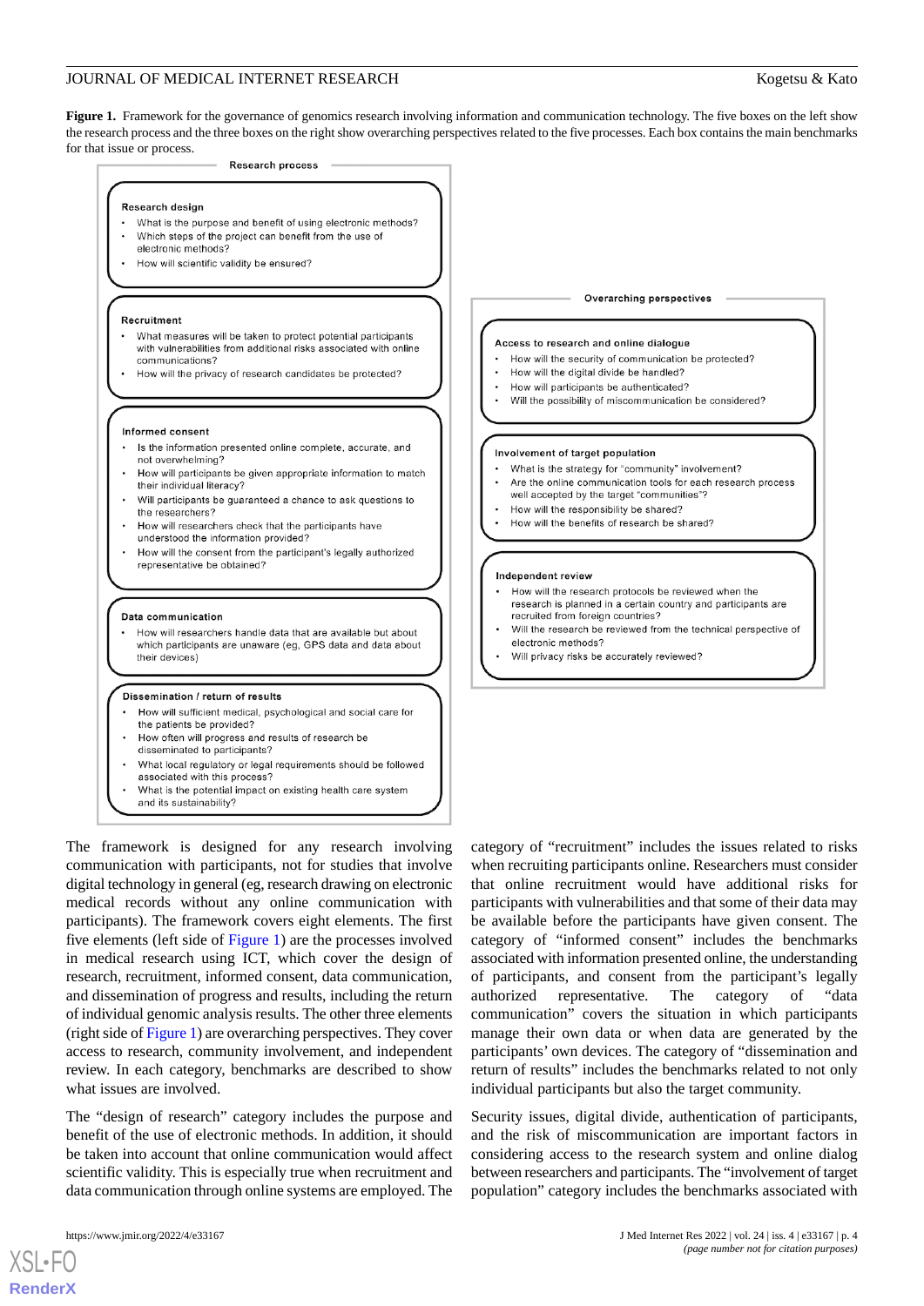**Figure 1.** Framework for the governance of genomics research involving information and communication technology. The five boxes on the left show the research process and the three boxes on the right show overarching perspectives related to the five processes. Each box contains the main benchmarks for that issue or process.

**Research process**

**Research design**
- What is the purpose and benefit of using electronic methods?
- Which steps of the project can benefit from the use of electronic methods?
- How will scientific validity be ensured?

**Recruitment**
- What measures will be taken to protect potential participants with vulnerabilities from additional risks associated with online communications?
- How will the privacy of research candidates be protected?

**Informed consent**
- Is the information presented online complete, accurate, and not overwhelming?
- How will participants be given appropriate information to match their individual literacy?
- Will participants be guaranteed a chance to ask questions to the researchers?
- How will researchers check that the participants have understood the information provided?
- How will the consent from the participant's legally authorized representative be obtained?

**Data communication**
- How will researchers handle data that are available but about which participants are unaware (eg, GPS data and data about their devices)

**Dissemination / return of results**
- How will sufficient medical, psychological and social care for the patients be provided?
- How often will progress and results of research be disseminated to participants?
- What local regulatory or legal requirements should be followed associated with this process?
- What is the potential impact on existing health care system and its sustainability?

**Overarching perspectives**

**Access to research and online dialogue**
- How will the security of communication be protected?
- How will the digital divide be handled?
- How will participants be authenticated?
- Will the possibility of miscommunication be considered?

**Involvement of target population**
- What is the strategy for "community" involvement?
- Are the online communication tools for each research process well accepted by the target "communities"?
- How will the responsibility be shared?
- How will the benefits of research be shared?

**Independent review**
- How will the research protocols be reviewed when the research is planned in a certain country and participants are recruited from foreign countries?
- Will the research be reviewed from the technical perspective of electronic methods?
- Will privacy risks be accurately reviewed?

The framework is designed for any research involving communication with participants, not for studies that involve digital technology in general (eg, research drawing on electronic medical records without any online communication with participants). The framework covers eight elements. The first five elements (left side of Figure 1) are the processes involved in medical research using ICT, which cover the design of research, recruitment, informed consent, data communication, and dissemination of progress and results, including the return of individual genomic analysis results. The other three elements (right side of Figure 1) are overarching perspectives. They cover access to research, community involvement, and independent review. In each category, benchmarks are described to show what issues are involved.

The "design of research" category includes the purpose and benefit of the use of electronic methods. In addition, it should be taken into account that online communication would affect scientific validity. This is especially true when recruitment and data communication through online systems are employed. The category of "recruitment" includes the issues related to risks when recruiting participants online. Researchers must consider that online recruitment would have additional risks for participants with vulnerabilities and that some of their data may be available before the participants have given consent. The category of "informed consent" includes the benchmarks associated with information presented online, the understanding of participants, and consent from the participant's legally authorized representative. The category of "data communication" covers the situation in which participants manage their own data or when data are generated by the participants' own devices. The category of "dissemination and return of results" includes the benchmarks related to not only individual participants but also the target community.

Security issues, digital divide, authentication of participants, and the risk of miscommunication are important factors in considering access to the research system and online dialog between researchers and participants. The "involvement of target population" category includes the benchmarks associated with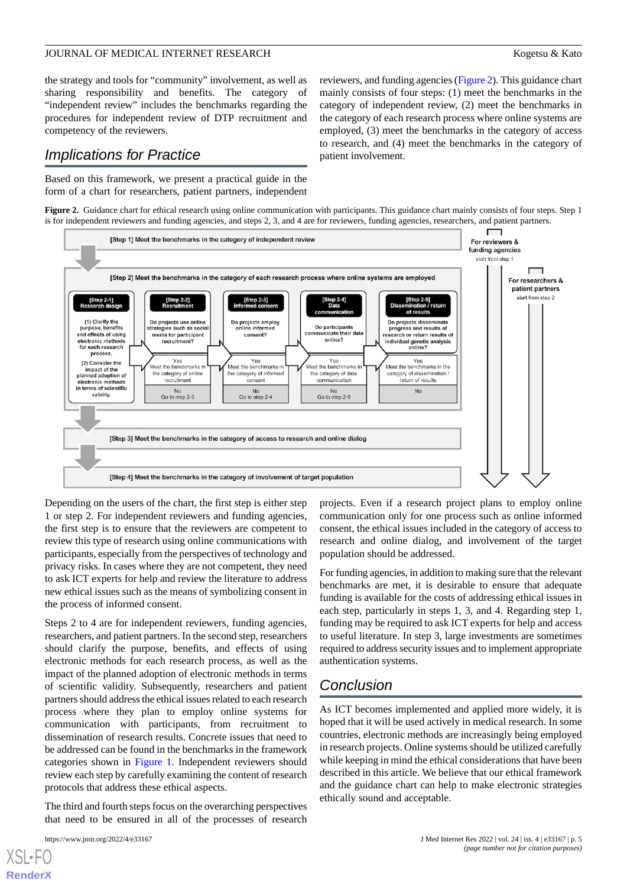the strategy and tools for "community" involvement, as well as sharing responsibility and benefits. The category of "independent review" includes the benchmarks regarding the procedures for independent review of DTP recruitment and competency of the reviewers.

## Implications for Practice

Based on this framework, we present a practical guide in the form of a chart for researchers, patient partners, independent reviewers, and funding agencies (Figure 2). This guidance chart mainly consists of four steps: (1) meet the benchmarks in the category of independent review, (2) meet the benchmarks in the category of each research process where online systems are employed, (3) meet the benchmarks in the category of access to research, and (4) meet the benchmarks in the category of patient involvement.

**Figure 2.** Guidance chart for ethical research using online communication with participants. This guidance chart mainly consists of four steps. Step 1 is for independent reviewers and funding agencies, and steps 2, 3, and 4 are for reviewers, funding agencies, researchers, and patient partners.

[Step 1] Meet the benchmarks in the category of independent review

For reviewers & funding agencies: start from step 1

For researchers & patient partners: start from step 2

[Step 2] Meet the benchmarks in the category of each research process where online systems are employed

- [Step 2-1] Research design: (1) Clarify the purpose, benefits and effects of using electronic methods for each research process. (2) Consider the impact of the planned adoption of electronic methods in terms of scientific validity.
- [Step 2-2] Recruitment: Do projects use online strategies such as social media for participant recruitment? Yes: Meet the benchmarks in the category of online recruitment. No: Go to step 2-3
- [Step 2-3] Informed consent: Do projects employ online informed consent? Yes: Meet the benchmarks in the category of informed consent. No: Go to step 2-4
- [Step 2-4] Data communication: Do participants communicate their data online? Yes: Meet the benchmarks in the category of data communication. No: Go to step 2-5
- [Step 2-5] Dissemination / return of results: Do projects disseminate progress and results of research or return results of individual genetic analysis online? Yes: Meet the benchmarks in the category of dissemination / return of results. No

[Step 3] Meet the benchmarks in the category of access to research and online dialog

[Step 4] Meet the benchmarks in the category of involvement of target population

Depending on the users of the chart, the first step is either step 1 or step 2. For independent reviewers and funding agencies, the first step is to ensure that the reviewers are competent to review this type of research using online communications with participants, especially from the perspectives of technology and privacy risks. In cases where they are not competent, they need to ask ICT experts for help and review the literature to address new ethical issues such as the means of symbolizing consent in the process of informed consent.

Steps 2 to 4 are for independent reviewers, funding agencies, researchers, and patient partners. In the second step, researchers should clarify the purpose, benefits, and effects of using electronic methods for each research process, as well as the impact of the planned adoption of electronic methods in terms of scientific validity. Subsequently, researchers and patient partners should address the ethical issues related to each research process where they plan to employ online systems for communication with participants, from recruitment to dissemination of research results. Concrete issues that need to be addressed can be found in the benchmarks in the framework categories shown in Figure 1. Independent reviewers should review each step by carefully examining the content of research protocols that address these ethical aspects.

The third and fourth steps focus on the overarching perspectives that need to be ensured in all of the processes of research projects. Even if a research project plans to employ online communication only for one process such as online informed consent, the ethical issues included in the category of access to research and online dialog, and involvement of the target population should be addressed.

For funding agencies, in addition to making sure that the relevant benchmarks are met, it is desirable to ensure that adequate funding is available for the costs of addressing ethical issues in each step, particularly in steps 1, 3, and 4. Regarding step 1, funding may be required to ask ICT experts for help and access to useful literature. In step 3, large investments are sometimes required to address security issues and to implement appropriate authentication systems.

## Conclusion

As ICT becomes implemented and applied more widely, it is hoped that it will be used actively in medical research. In some countries, electronic methods are increasingly being employed in research projects. Online systems should be utilized carefully while keeping in mind the ethical considerations that have been described in this article. We believe that our ethical framework and the guidance chart can help to make electronic strategies ethically sound and acceptable.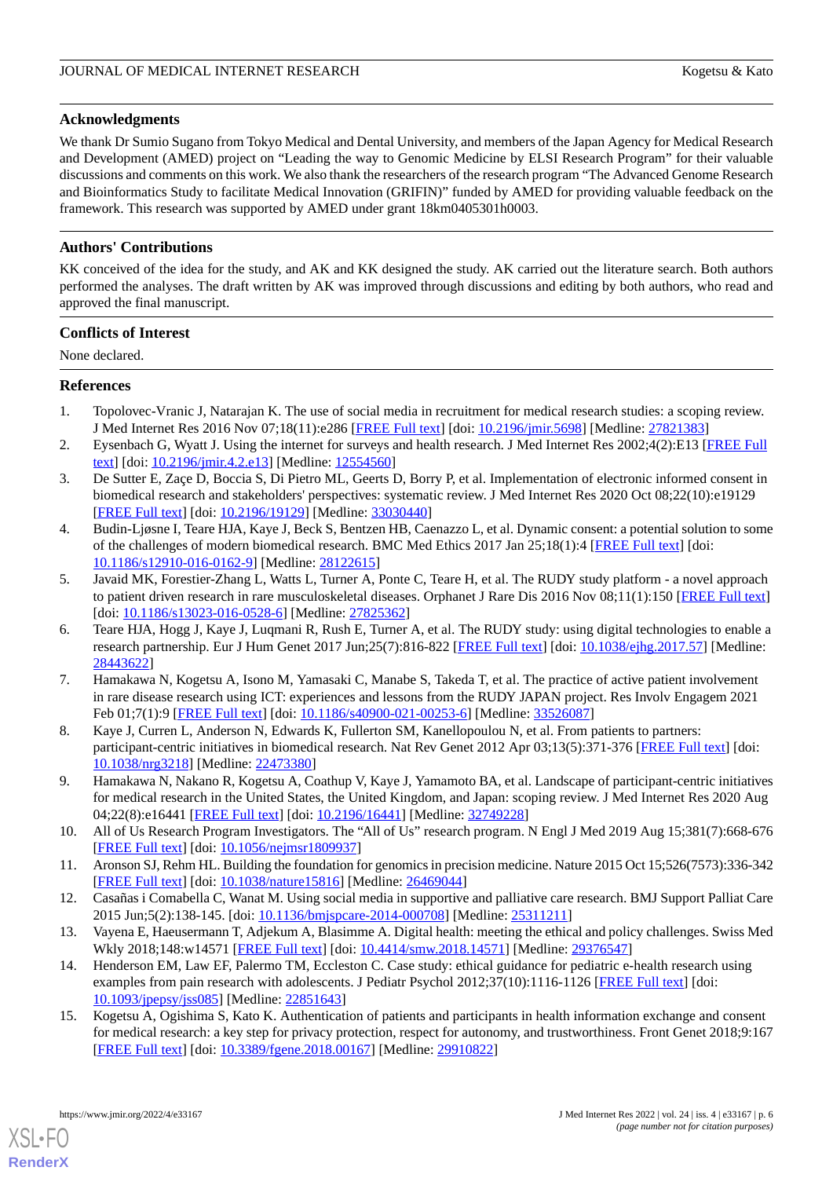## Acknowledgments

We thank Dr Sumio Sugano from Tokyo Medical and Dental University, and members of the Japan Agency for Medical Research and Development (AMED) project on "Leading the way to Genomic Medicine by ELSI Research Program" for their valuable discussions and comments on this work. We also thank the researchers of the research program "The Advanced Genome Research and Bioinformatics Study to facilitate Medical Innovation (GRIFIN)" funded by AMED for providing valuable feedback on the framework. This research was supported by AMED under grant 18km0405301h0003.

## Authors' Contributions

KK conceived of the idea for the study, and AK and KK designed the study. AK carried out the literature search. Both authors performed the analyses. The draft written by AK was improved through discussions and editing by both authors, who read and approved the final manuscript.

## Conflicts of Interest

None declared.

## References

1. Topolovec-Vranic J, Natarajan K. The use of social media in recruitment for medical research studies: a scoping review. J Med Internet Res 2016 Nov 07;18(11):e286 [FREE Full text] [doi: 10.2196/jmir.5698] [Medline: 27821383]
2. Eysenbach G, Wyatt J. Using the internet for surveys and health research. J Med Internet Res 2002;4(2):E13 [FREE Full text] [doi: 10.2196/jmir.4.2.e13] [Medline: 12554560]
3. De Sutter E, Zaçe D, Boccia S, Di Pietro ML, Geerts D, Borry P, et al. Implementation of electronic informed consent in biomedical research and stakeholders' perspectives: systematic review. J Med Internet Res 2020 Oct 08;22(10):e19129 [FREE Full text] [doi: 10.2196/19129] [Medline: 33030440]
4. Budin-Ljøsne I, Teare HJA, Kaye J, Beck S, Bentzen HB, Caenazzo L, et al. Dynamic consent: a potential solution to some of the challenges of modern biomedical research. BMC Med Ethics 2017 Jan 25;18(1):4 [FREE Full text] [doi: 10.1186/s12910-016-0162-9] [Medline: 28122615]
5. Javaid MK, Forestier-Zhang L, Watts L, Turner A, Ponte C, Teare H, et al. The RUDY study platform - a novel approach to patient driven research in rare musculoskeletal diseases. Orphanet J Rare Dis 2016 Nov 08;11(1):150 [FREE Full text] [doi: 10.1186/s13023-016-0528-6] [Medline: 27825362]
6. Teare HJA, Hogg J, Kaye J, Luqmani R, Rush E, Turner A, et al. The RUDY study: using digital technologies to enable a research partnership. Eur J Hum Genet 2017 Jun;25(7):816-822 [FREE Full text] [doi: 10.1038/ejhg.2017.57] [Medline: 28443622]
7. Hamakawa N, Kogetsu A, Isono M, Yamasaki C, Manabe S, Takeda T, et al. The practice of active patient involvement in rare disease research using ICT: experiences and lessons from the RUDY JAPAN project. Res Involv Engagem 2021 Feb 01;7(1):9 [FREE Full text] [doi: 10.1186/s40900-021-00253-6] [Medline: 33526087]
8. Kaye J, Curren L, Anderson N, Edwards K, Fullerton SM, Kanellopoulou N, et al. From patients to partners: participant-centric initiatives in biomedical research. Nat Rev Genet 2012 Apr 03;13(5):371-376 [FREE Full text] [doi: 10.1038/nrg3218] [Medline: 22473380]
9. Hamakawa N, Nakano R, Kogetsu A, Coathup V, Kaye J, Yamamoto BA, et al. Landscape of participant-centric initiatives for medical research in the United States, the United Kingdom, and Japan: scoping review. J Med Internet Res 2020 Aug 04;22(8):e16441 [FREE Full text] [doi: 10.2196/16441] [Medline: 32749228]
10. All of Us Research Program Investigators. The "All of Us" research program. N Engl J Med 2019 Aug 15;381(7):668-676 [FREE Full text] [doi: 10.1056/nejmsr1809937]
11. Aronson SJ, Rehm HL. Building the foundation for genomics in precision medicine. Nature 2015 Oct 15;526(7573):336-342 [FREE Full text] [doi: 10.1038/nature15816] [Medline: 26469044]
12. Casañas i Comabella C, Wanat M. Using social media in supportive and palliative care research. BMJ Support Palliat Care 2015 Jun;5(2):138-145. [doi: 10.1136/bmjspcare-2014-000708] [Medline: 25311211]
13. Vayena E, Haeusermann T, Adjekum A, Blasimme A. Digital health: meeting the ethical and policy challenges. Swiss Med Wkly 2018;148:w14571 [FREE Full text] [doi: 10.4414/smw.2018.14571] [Medline: 29376547]
14. Henderson EM, Law EF, Palermo TM, Eccleston C. Case study: ethical guidance for pediatric e-health research using examples from pain research with adolescents. J Pediatr Psychol 2012;37(10):1116-1126 [FREE Full text] [doi: 10.1093/jpepsy/jss085] [Medline: 22851643]
15. Kogetsu A, Ogishima S, Kato K. Authentication of patients and participants in health information exchange and consent for medical research: a key step for privacy protection, respect for autonomy, and trustworthiness. Front Genet 2018;9:167 [FREE Full text] [doi: 10.3389/fgene.2018.00167] [Medline: 29910822]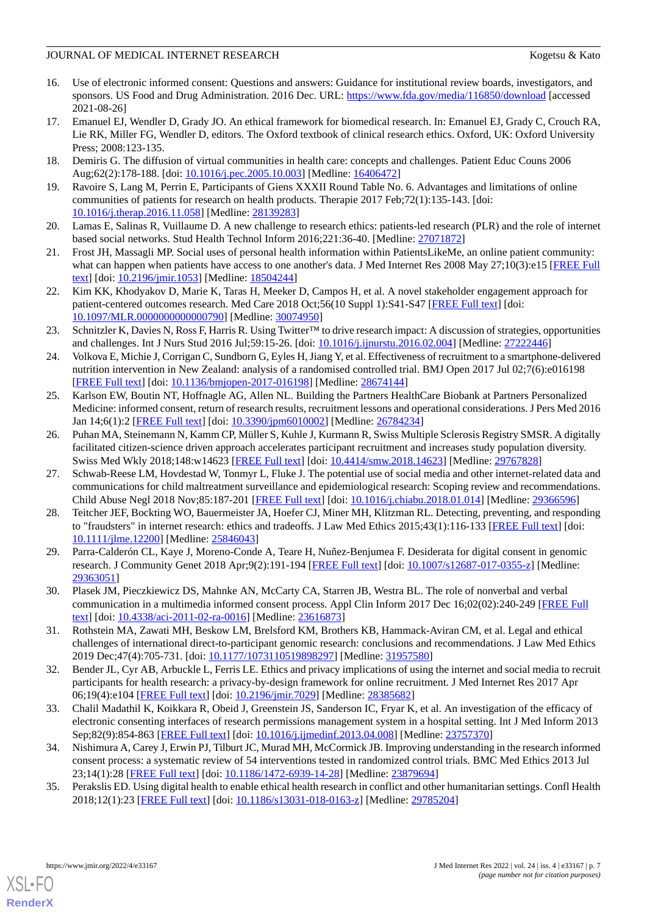16. Use of electronic informed consent: Questions and answers: Guidance for institutional review boards, investigators, and sponsors. US Food and Drug Administration. 2016 Dec. URL: https://www.fda.gov/media/116850/download [accessed 2021-08-26]
17. Emanuel EJ, Wendler D, Grady JO. An ethical framework for biomedical research. In: Emanuel EJ, Grady C, Crouch RA, Lie RK, Miller FG, Wendler D, editors. The Oxford textbook of clinical research ethics. Oxford, UK: Oxford University Press; 2008:123-135.
18. Demiris G. The diffusion of virtual communities in health care: concepts and challenges. Patient Educ Couns 2006 Aug;62(2):178-188. [doi: 10.1016/j.pec.2005.10.003] [Medline: 16406472]
19. Ravoire S, Lang M, Perrin E, Participants of Giens XXXII Round Table No. 6. Advantages and limitations of online communities of patients for research on health products. Therapie 2017 Feb;72(1):135-143. [doi: 10.1016/j.therap.2016.11.058] [Medline: 28139283]
20. Lamas E, Salinas R, Vuillaume D. A new challenge to research ethics: patients-led research (PLR) and the role of internet based social networks. Stud Health Technol Inform 2016;221:36-40. [Medline: 27071872]
21. Frost JH, Massagli MP. Social uses of personal health information within PatientsLikeMe, an online patient community: what can happen when patients have access to one another's data. J Med Internet Res 2008 May 27;10(3):e15 [FREE Full text] [doi: 10.2196/jmir.1053] [Medline: 18504244]
22. Kim KK, Khodyakov D, Marie K, Taras H, Meeker D, Campos H, et al. A novel stakeholder engagement approach for patient-centered outcomes research. Med Care 2018 Oct;56(10 Suppl 1):S41-S47 [FREE Full text] [doi: 10.1097/MLR.0000000000000790] [Medline: 30074950]
23. Schnitzler K, Davies N, Ross F, Harris R. Using Twitter™ to drive research impact: A discussion of strategies, opportunities and challenges. Int J Nurs Stud 2016 Jul;59:15-26. [doi: 10.1016/j.ijnurstu.2016.02.004] [Medline: 27222446]
24. Volkova E, Michie J, Corrigan C, Sundborn G, Eyles H, Jiang Y, et al. Effectiveness of recruitment to a smartphone-delivered nutrition intervention in New Zealand: analysis of a randomised controlled trial. BMJ Open 2017 Jul 02;7(6):e016198 [FREE Full text] [doi: 10.1136/bmjopen-2017-016198] [Medline: 28674144]
25. Karlson EW, Boutin NT, Hoffnagle AG, Allen NL. Building the Partners HealthCare Biobank at Partners Personalized Medicine: informed consent, return of research results, recruitment lessons and operational considerations. J Pers Med 2016 Jan 14;6(1):2 [FREE Full text] [doi: 10.3390/jpm6010002] [Medline: 26784234]
26. Puhan MA, Steinemann N, Kamm CP, Müller S, Kuhle J, Kurmann R, Swiss Multiple Sclerosis Registry SMSR. A digitally facilitated citizen-science driven approach accelerates participant recruitment and increases study population diversity. Swiss Med Wkly 2018;148:w14623 [FREE Full text] [doi: 10.4414/smw.2018.14623] [Medline: 29767828]
27. Schwab-Reese LM, Hovdestad W, Tonmyr L, Fluke J. The potential use of social media and other internet-related data and communications for child maltreatment surveillance and epidemiological research: Scoping review and recommendations. Child Abuse Negl 2018 Nov;85:187-201 [FREE Full text] [doi: 10.1016/j.chiabu.2018.01.014] [Medline: 29366596]
28. Teitcher JEF, Bockting WO, Bauermeister JA, Hoefer CJ, Miner MH, Klitzman RL. Detecting, preventing, and responding to "fraudsters" in internet research: ethics and tradeoffs. J Law Med Ethics 2015;43(1):116-133 [FREE Full text] [doi: 10.1111/jlme.12200] [Medline: 25846043]
29. Parra-Calderón CL, Kaye J, Moreno-Conde A, Teare H, Nuñez-Benjumea F. Desiderata for digital consent in genomic research. J Community Genet 2018 Apr;9(2):191-194 [FREE Full text] [doi: 10.1007/s12687-017-0355-z] [Medline: 29363051]
30. Plasek JM, Pieczkiewicz DS, Mahnke AN, McCarty CA, Starren JB, Westra BL. The role of nonverbal and verbal communication in a multimedia informed consent process. Appl Clin Inform 2017 Dec 16;02(02):240-249 [FREE Full text] [doi: 10.4338/aci-2011-02-ra-0016] [Medline: 23616873]
31. Rothstein MA, Zawati MH, Beskow LM, Brelsford KM, Brothers KB, Hammack-Aviran CM, et al. Legal and ethical challenges of international direct-to-participant genomic research: conclusions and recommendations. J Law Med Ethics 2019 Dec;47(4):705-731. [doi: 10.1177/1073110519898297] [Medline: 31957580]
32. Bender JL, Cyr AB, Arbuckle L, Ferris LE. Ethics and privacy implications of using the internet and social media to recruit participants for health research: a privacy-by-design framework for online recruitment. J Med Internet Res 2017 Apr 06;19(4):e104 [FREE Full text] [doi: 10.2196/jmir.7029] [Medline: 28385682]
33. Chalil Madathil K, Koikkara R, Obeid J, Greenstein JS, Sanderson IC, Fryar K, et al. An investigation of the efficacy of electronic consenting interfaces of research permissions management system in a hospital setting. Int J Med Inform 2013 Sep;82(9):854-863 [FREE Full text] [doi: 10.1016/j.ijmedinf.2013.04.008] [Medline: 23757370]
34. Nishimura A, Carey J, Erwin PJ, Tilburt JC, Murad MH, McCormick JB. Improving understanding in the research informed consent process: a systematic review of 54 interventions tested in randomized control trials. BMC Med Ethics 2013 Jul 23;14(1):28 [FREE Full text] [doi: 10.1186/1472-6939-14-28] [Medline: 23879694]
35. Perakslis ED. Using digital health to enable ethical health research in conflict and other humanitarian settings. Confl Health 2018;12(1):23 [FREE Full text] [doi: 10.1186/s13031-018-0163-z] [Medline: 29785204]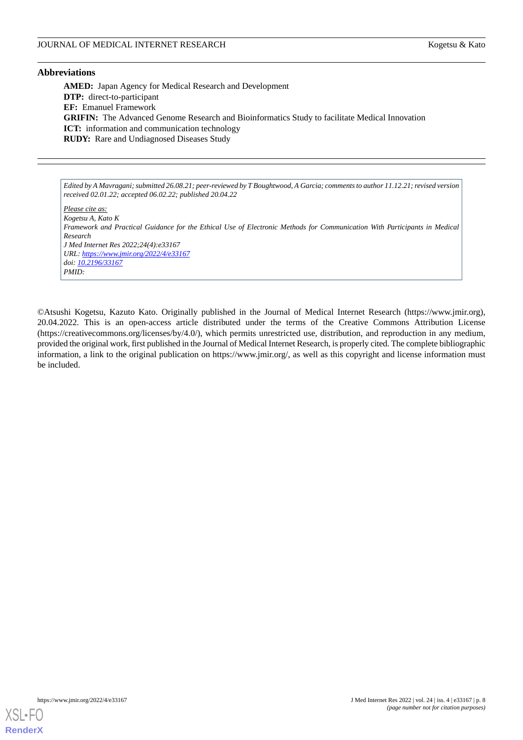## Abbreviations

**AMED:** Japan Agency for Medical Research and Development
**DTP:** direct-to-participant
**EF:** Emanuel Framework
**GRIFIN:** The Advanced Genome Research and Bioinformatics Study to facilitate Medical Innovation
**ICT:** information and communication technology
**RUDY:** Rare and Undiagnosed Diseases Study

---

*Edited by A Mavragani; submitted 26.08.21; peer-reviewed by T Boughtwood, A Garcia; comments to author 11.12.21; revised version received 02.01.22; accepted 06.02.22; published 20.04.22*

*Please cite as:*
*Kogetsu A, Kato K*
*Framework and Practical Guidance for the Ethical Use of Electronic Methods for Communication With Participants in Medical Research*
*J Med Internet Res 2022;24(4):e33167*
*URL: https://www.jmir.org/2022/4/e33167*
*doi: 10.2196/33167*
*PMID:*

©Atsushi Kogetsu, Kazuto Kato. Originally published in the Journal of Medical Internet Research (https://www.jmir.org), 20.04.2022. This is an open-access article distributed under the terms of the Creative Commons Attribution License (https://creativecommons.org/licenses/by/4.0/), which permits unrestricted use, distribution, and reproduction in any medium, provided the original work, first published in the Journal of Medical Internet Research, is properly cited. The complete bibliographic information, a link to the original publication on https://www.jmir.org/, as well as this copyright and license information must be included.